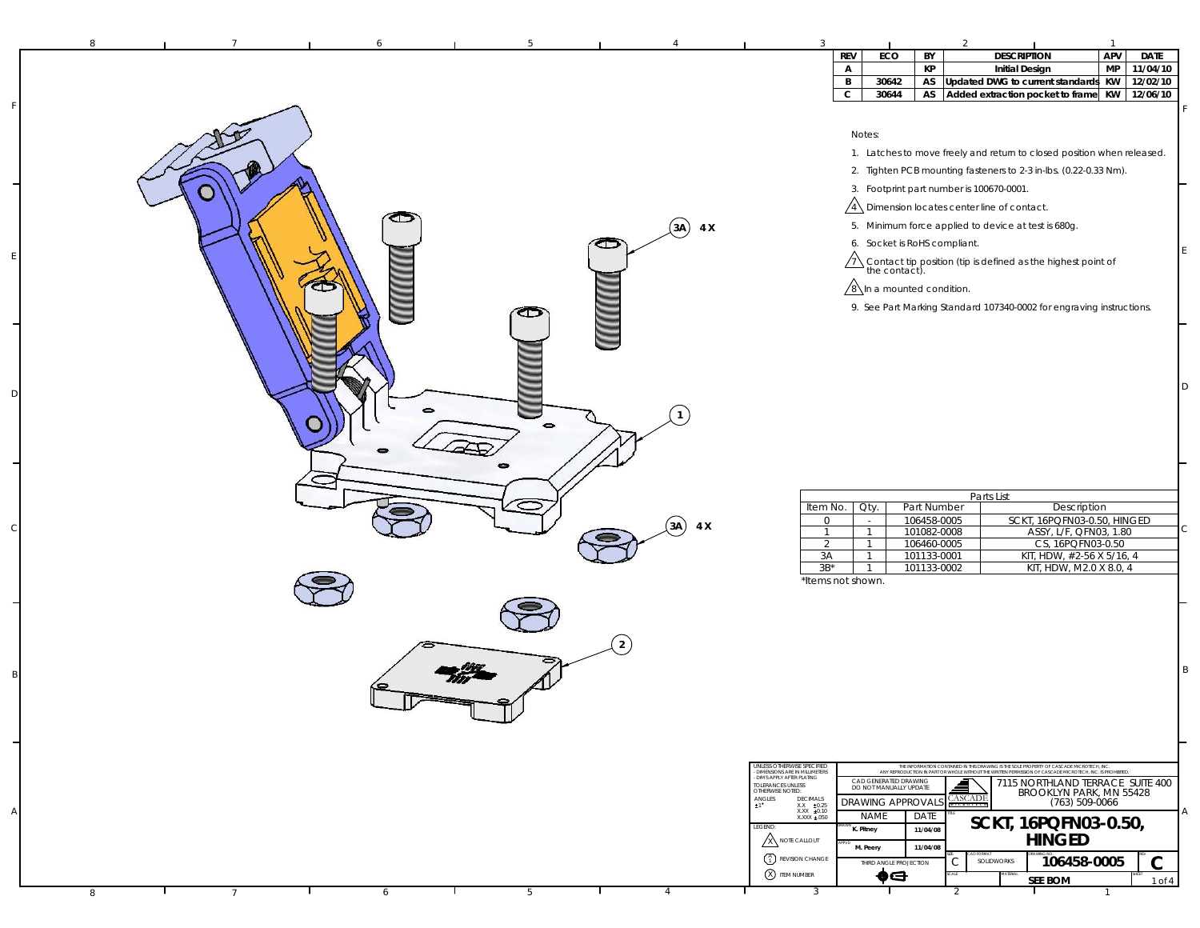| REV | ECO | BY | DESCRIPTION | APV | DATE |
| --- | --- | --- | --- | --- | --- |
| A | | KP | Initial Design | MP | 11/04/10 |
| B | 30642 | AS | Updated DWG to current standards | KW | 12/02/10 |
| C | 30644 | AS | Added extraction pocket to frame | KW | 12/06/10 |

Notes:

1. Latches to move freely and return to closed position when released.
2. Tighten PCB mounting fasteners to 2-3 in-lbs. (0.22-0.33 Nm).
3. Footprint part number is 100670-0001.
4. Dimension locates center line of contact.
5. Minimum force applied to device at test is 680g.
6. Socket is RoHS compliant.
7. Contact tip position (tip is defined as the highest point of the contact).
8. In a mounted condition.
9. See Part Marking Standard 107340-0002 for engraving instructions.

3A 4X

1

3A 4X

2

| Parts List | | | |
| --- | --- | --- | --- |
| Item No. | Qty. | Part Number | Description |
| 0 | - | 106458-0005 | SCKT, 16PQFN03-0.50, HINGED |
| 1 | 1 | 101082-0008 | ASSY, L/F, QFN03, 1.80 |
| 2 | 1 | 106460-0005 | CS, 16PQFN03-0.50 |
| 3A | 1 | 101133-0001 | KIT, HDW, #2-56 X 5/16, 4 |
| 3B* | 1 | 101133-0002 | KIT, HDW, M2.0 X 8.0, 4 |

*Items not shown.

UNLESS OTHERWISE SPECIFIED
- DIMENSIONS ARE IN MILLIMETERS
- DIM'S APPLY AFTER PLATING
TOLERANCES UNLESS OTHERWISE NOTED:
ANGLES ±1°
DECIMALS X.X ±0.25, X.XX ±0.10, X.XXX ±.050

LEGEND: NOTE CALLOUT; REVISION CHANGE; ITEM NUMBER

THE INFORMATION CONTAINED IN THIS DRAWING IS THE SOLE PROPERTY OF CASCADE MICROTECH, INC. ANY REPRODUCTION IN PART OR WHOLE WITHOUT THE WRITTEN PERMISSION OF CASCADE MICROTECH, INC. IS PROHIBITED.

CAD GENERATED DRAWING DO NOT MANUALLY UPDATE

CASCADE

7115 NORTHLAND TERRACE SUITE 400
BROOKLYN PARK, MN 55428
(763) 509-0066

| DRAWING APPROVALS | NAME | DATE |
| --- | --- | --- |
| DRAWN | K. Pitney | 11/04/08 |
| APPVD | M. Peery | 11/04/08 |

THIRD ANGLE PROJECTION

TITLE: **SCKT, 16PQFN03-0.50, HINGED**

SIZE: C | CAD FORMAT: SOLIDWORKS | DRAWING NO: **106458-0005** | REV: **C**

SCALE: | MATERIAL: **SEE BOM** | SHEET: 1 of 4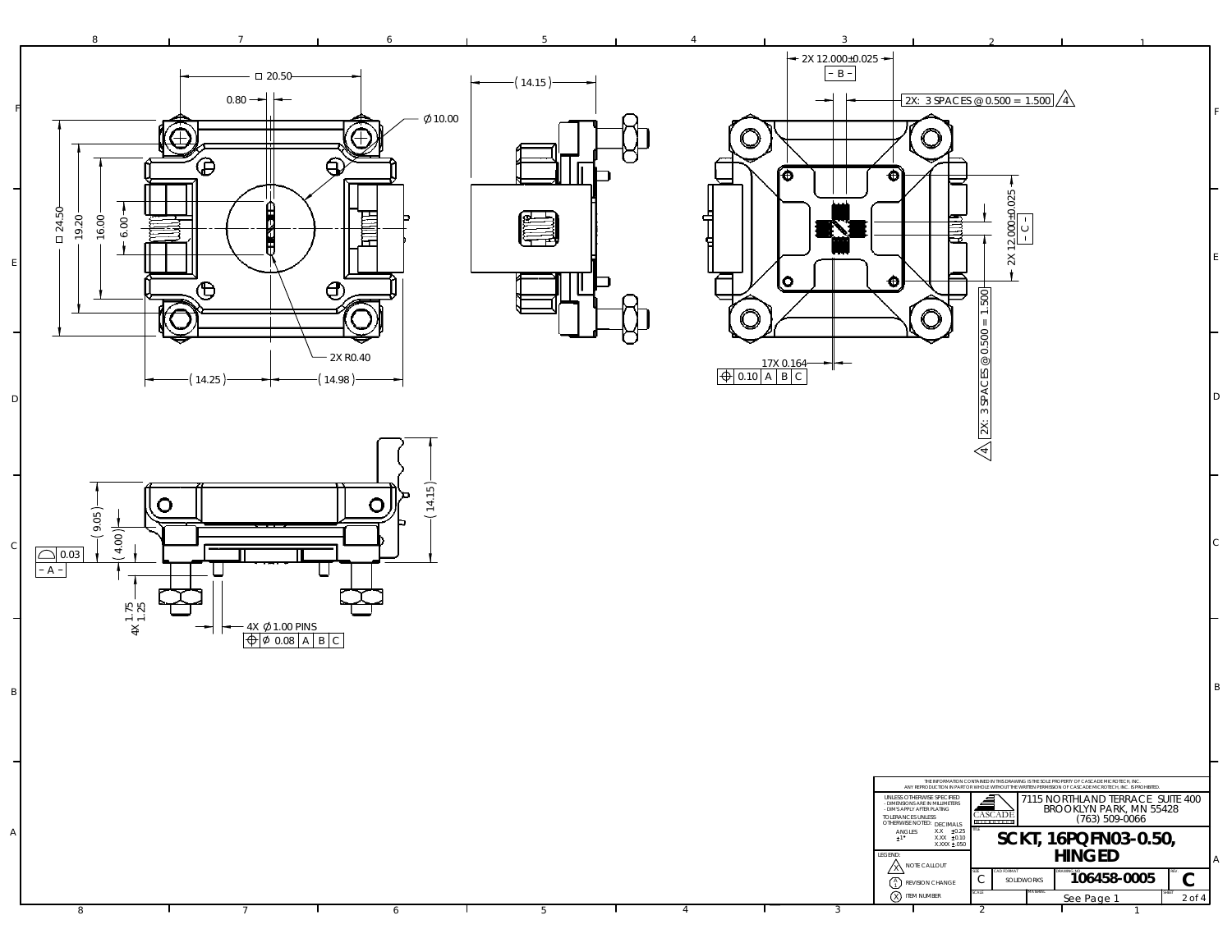□ 20.50

0.80

∅10.00

□ 24.50

19.20

16.00

6.00

2X R0.40

(14.25)

(14.98)

(14.15)

2X 12.000±0.025

– B –

2X: 3 SPACES @ 0.500 = 1.500 4

2X 12.000±0.025

– C –

2X: 3 SPACES @ 0.500 = 1.500 4

17X 0.164

⌖ 0.10 | A | B | C

(9.05)

(4.00)

⌓ 0.03

– A –

(14.15)

4X 1.75 1.25

4X ∅1.00 PINS

⌖ ∅ 0.08 | A | B | C

THE INFORMATION CONTAINED IN THIS DRAWING IS THE SOLE PROPERTY OF CASCADE MICROTECH, INC. ANY REPRODUCTION IN PART OR WHOLE WITHOUT THE WRITTEN PERMISSION OF CASCADE MICROTECH, INC. IS PROHIBITED.

UNLESS OTHERWISE SPECIFIED
- DIMENSIONS ARE IN MILLIMETERS
- DIM'S APPLY AFTER PLATING

TOLERANCES UNLESS OTHERWISE NOTED:

| ANGLES | DECIMALS | |
|---|---|---|
| ±1° | X.X | ±0.25 |
| | X.XX | ±0.10 |
| | X.XXX | ±.050 |

LEGEND:
- X (triangle) NOTE CALLOUT
- A (circle) REVISION CHANGE
- X (circle) ITEM NUMBER

CASCADE MICROTECH

7115 NORTHLAND TERRACE SUITE 400
BROOKLYN PARK, MN 55428
(763) 509-0066

TITLE: **SCKT, 16PQFN03-0.50, HINGED**

| SIZE | CAD FORMAT | DRAWING NO. | REV. |
|---|---|---|---|
| C | SOLIDWORKS | 106458-0005 | C |

| SCALE | MATERIAL | SHEET |
|---|---|---|
| | See Page 1 | 2 of 4 |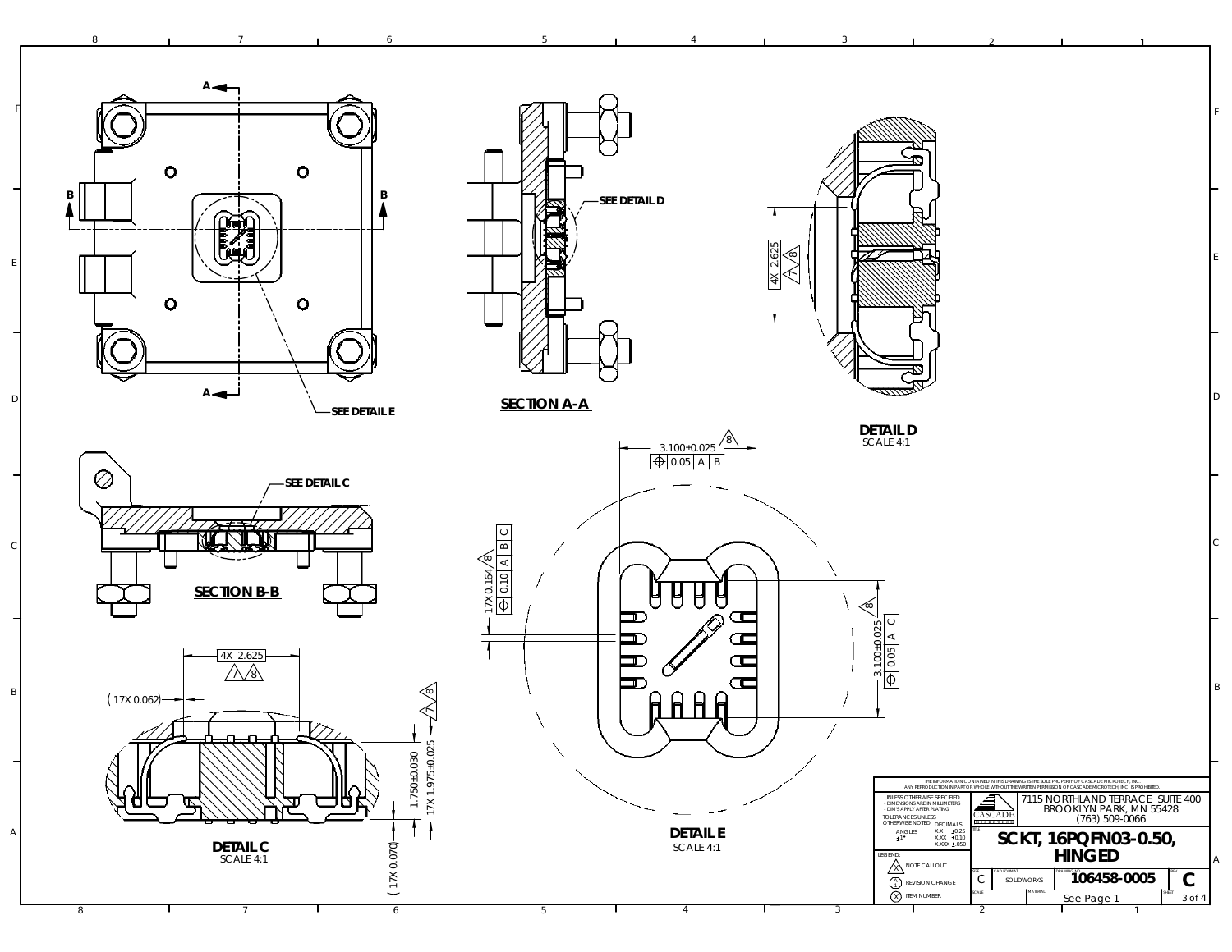SEE DETAIL E

SECTION A-A

SEE DETAIL D

DETAIL D
SCALE 4:1

4X 2.625 7 8

SECTION B-B

SEE DETAIL C

DETAIL C
SCALE 4:1

4X 2.625 7 8

(17X 0.062)

1.750±0.030

17X 1.975±0.025 7 8

(17X 0.070)

DETAIL E
SCALE 4:1

3.100±0.025 8
⌖ 0.05 A B

17X 0.164 8
⌖ 0.10 A B C

3.100±0.025 8
⌖ 0.05 A C

THE INFORMATION CONTAINED IN THIS DRAWING IS THE SOLE PROPERTY OF CASCADE MICROTECH, INC. ANY REPRODUCTION IN PART OR WHOLE WITHOUT THE WRITTEN PERMISSION OF CASCADE MICROTECH, INC. IS PROHIBITED.

UNLESS OTHERWISE SPECIFIED
- DIMENSIONS ARE IN MILLIMETERS
- DIM'S APPLY AFTER PLATING

TOLERANCES UNLESS OTHERWISE NOTED:

| ANGLES | DECIMALS |
|---|---|
| ±1° | X.X ±0.25 |
| | X.XX ±0.10 |
| | X.XXX ±.050 |

LEGEND:
- X NOTE CALLOUT
- X REVISION CHANGE
- X ITEM NUMBER

CASCADE MICROTECH

7115 NORTHLAND TERRACE SUITE 400
BROOKLYN PARK, MN 55428
(763) 509-0066

TITLE: SCKT, 16PQFN03-0.50, HINGED

| SIZE | CAD FORMAT | DRAWING NO. | REV. |
|---|---|---|---|
| C | SOLIDWORKS | 106458-0005 | C |

SCALE: | MATERIAL: See Page 1 | SHEET 3 of 4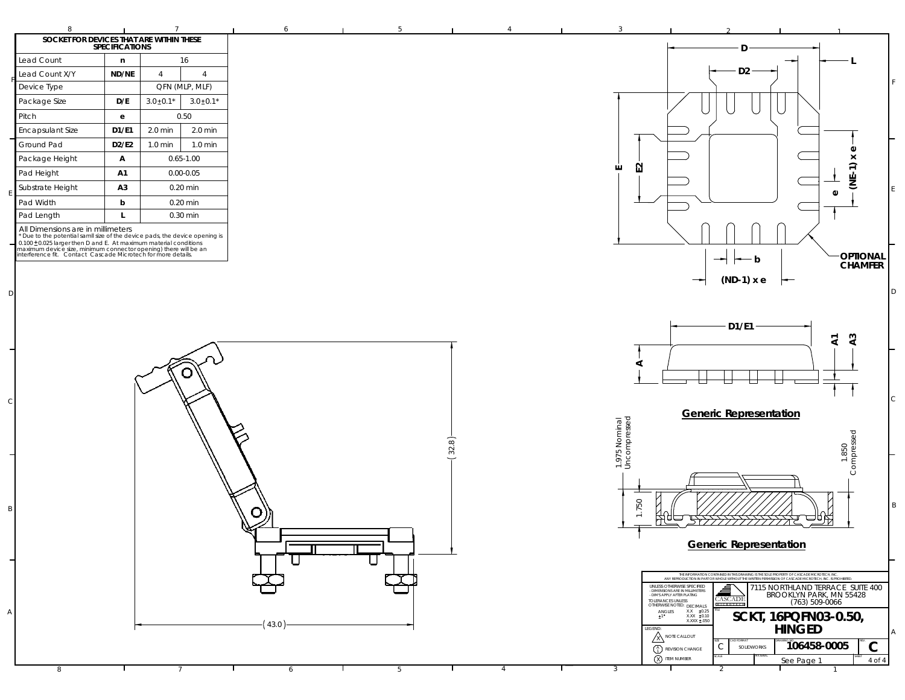| SOCKET FOR DEVICES THAT ARE WITHIN THESE SPECIFICATIONS | | | |
|---|---|---|---|
| Lead Count | n | 16 | |
| Lead Count X/Y | ND/NE | 4 | 4 |
| Device Type | | QFN (MLP, MLF) | |
| Package Size | D/E | 3.0±0.1* | 3.0±0.1* |
| Pitch | e | 0.50 | |
| Encapsulant Size | D1/E1 | 2.0 min | 2.0 min |
| Ground Pad | D2/E2 | 1.0 min | 1.0 min |
| Package Height | A | 0.65-1.00 | |
| Pad Height | A1 | 0.00-0.05 | |
| Substrate Height | A3 | 0.20 min | |
| Pad Width | b | 0.20 min | |
| Pad Length | L | 0.30 min | |

All Dimensions are in millimeters

* Due to the potential samll size of the device pads, the device opening is 0.100±0.025 larger then D and E. At maximum material conditions maximum device size, minimum connector opening) there will be an interference fit. Contact Cascade Microtech for more details.

D
D2
L
E
E2
(NE-1) x e
e
b
(ND-1) x e
OPTIONAL CHAMFER

D1/E1
A
A1
A3

**Generic Representation**

1.975 Nominal Uncompressed
1.750
1.850 Compressed

**Generic Representation**

(32.8)
(43.0)

THE INFORMATION CONTAINED IN THIS DRAWING IS THE SOLE PROPERTY OF CASCADE MICROTECH, INC. ANY REPRODUCTION IN PART OR WHOLE WITHOUT THE WRITTEN PERMISSION OF CASCADE MICROTECH, INC. IS PROHIBITED.

UNLESS OTHERWISE SPECIFIED
- DIMENSIONS ARE IN MILLIMETERS
- DIM'S APPLY AFTER PLATING

TOLERANCES UNLESS OTHERWISE NOTED:
ANGLES ±1°
DECIMALS X.X ±0.25, X.XX ±0.10, X.XXX ±.050

LEGEND:
X NOTE CALLOUT
A REVISION CHANGE
X ITEM NUMBER

CASCADE MICROTECH
7115 NORTHLAND TERRACE SUITE 400
BROOKLYN PARK, MN 55428
(763) 509-0066

TITLE: **SCKT, 16PQFN03-0.50, HINGED**

SIZE: C | CAD FORMAT: SOLIDWORKS | DRAWING NO.: **106458-0005** | REV: **C**

SCALE: See Page 1 | SHEET: 4 of 4